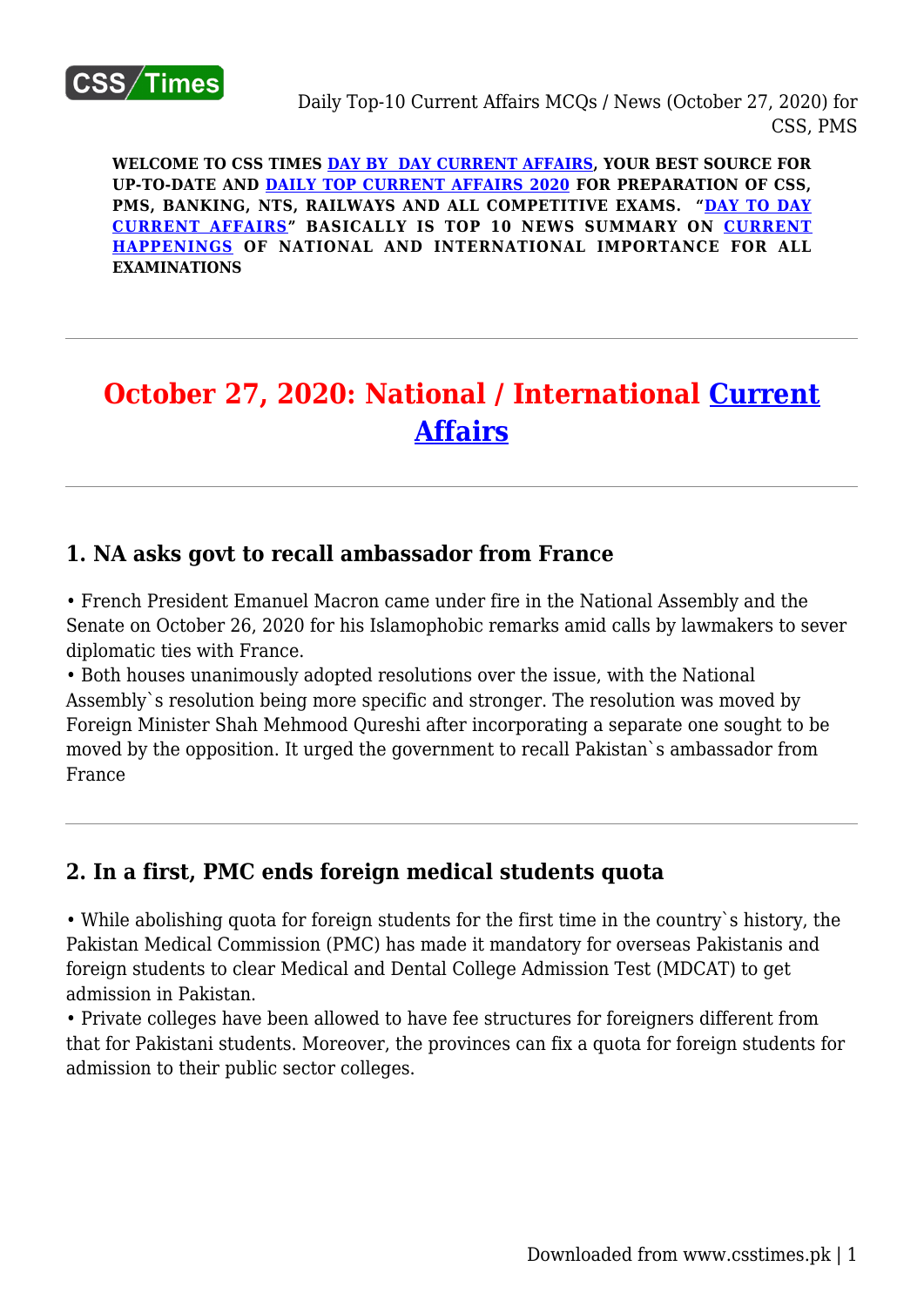**WELCOME TO CSS TIMES DAY BY DAY CURRENT AFFAIRS, YOUR BEST SOURCE FOR UP-TO-DATE AND DAILY TOP CURRENT AFFAIRS 2020 FOR PREPARATION OF CSS, PMS, BANKING, NTS, RAILWAYS AND ALL COMPETITIVE EXAMS. "DAY TO DAY CURRENT AFFAIRS" BASICALLY IS TOP 10 NEWS SUMMARY ON CURRENT HAPPENINGS OF NATIONAL AND INTERNATIONAL IMPORTANCE FOR ALL EXAMINATIONS**

---

# October 27, 2020: National / International Current Affairs

---

## 1. NA asks govt to recall ambassador from France

• French President Emanuel Macron came under fire in the National Assembly and the Senate on October 26, 2020 for his Islamophobic remarks amid calls by lawmakers to sever diplomatic ties with France.
• Both houses unanimously adopted resolutions over the issue, with the National Assembly`s resolution being more specific and stronger. The resolution was moved by Foreign Minister Shah Mehmood Qureshi after incorporating a separate one sought to be moved by the opposition. It urged the government to recall Pakistan`s ambassador from France

---

## 2. In a first, PMC ends foreign medical students quota

• While abolishing quota for foreign students for the first time in the country`s history, the Pakistan Medical Commission (PMC) has made it mandatory for overseas Pakistanis and foreign students to clear Medical and Dental College Admission Test (MDCAT) to get admission in Pakistan.
• Private colleges have been allowed to have fee structures for foreigners different from that for Pakistani students. Moreover, the provinces can fix a quota for foreign students for admission to their public sector colleges.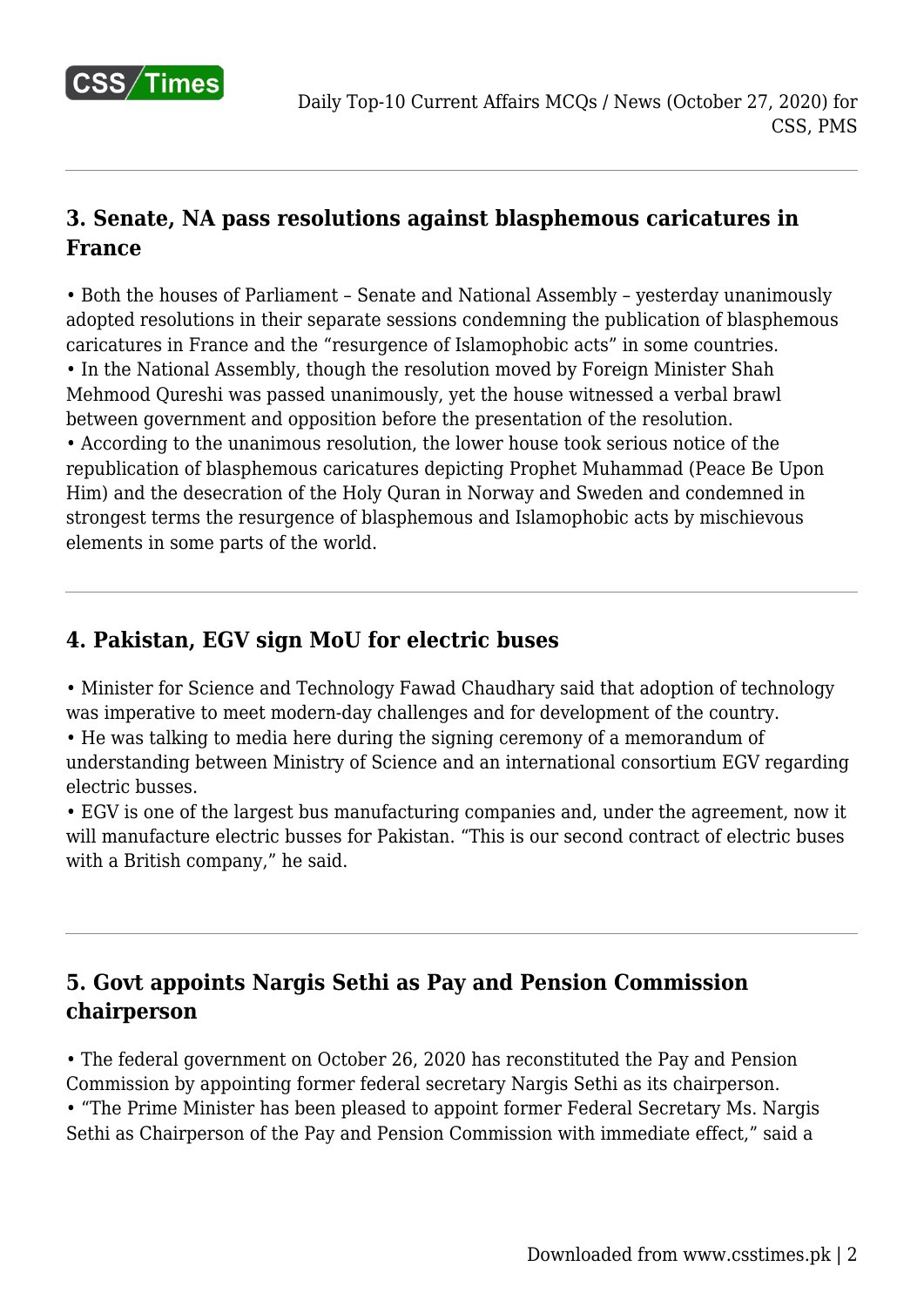## 3. Senate, NA pass resolutions against blasphemous caricatures in France

• Both the houses of Parliament – Senate and National Assembly – yesterday unanimously adopted resolutions in their separate sessions condemning the publication of blasphemous caricatures in France and the "resurgence of Islamophobic acts" in some countries.
• In the National Assembly, though the resolution moved by Foreign Minister Shah Mehmood Qureshi was passed unanimously, yet the house witnessed a verbal brawl between government and opposition before the presentation of the resolution.
• According to the unanimous resolution, the lower house took serious notice of the republication of blasphemous caricatures depicting Prophet Muhammad (Peace Be Upon Him) and the desecration of the Holy Quran in Norway and Sweden and condemned in strongest terms the resurgence of blasphemous and Islamophobic acts by mischievous elements in some parts of the world.

## 4. Pakistan, EGV sign MoU for electric buses

• Minister for Science and Technology Fawad Chaudhary said that adoption of technology was imperative to meet modern-day challenges and for development of the country.
• He was talking to media here during the signing ceremony of a memorandum of understanding between Ministry of Science and an international consortium EGV regarding electric busses.
• EGV is one of the largest bus manufacturing companies and, under the agreement, now it will manufacture electric busses for Pakistan. "This is our second contract of electric buses with a British company," he said.

## 5. Govt appoints Nargis Sethi as Pay and Pension Commission chairperson

• The federal government on October 26, 2020 has reconstituted the Pay and Pension Commission by appointing former federal secretary Nargis Sethi as its chairperson.
• "The Prime Minister has been pleased to appoint former Federal Secretary Ms. Nargis Sethi as Chairperson of the Pay and Pension Commission with immediate effect," said a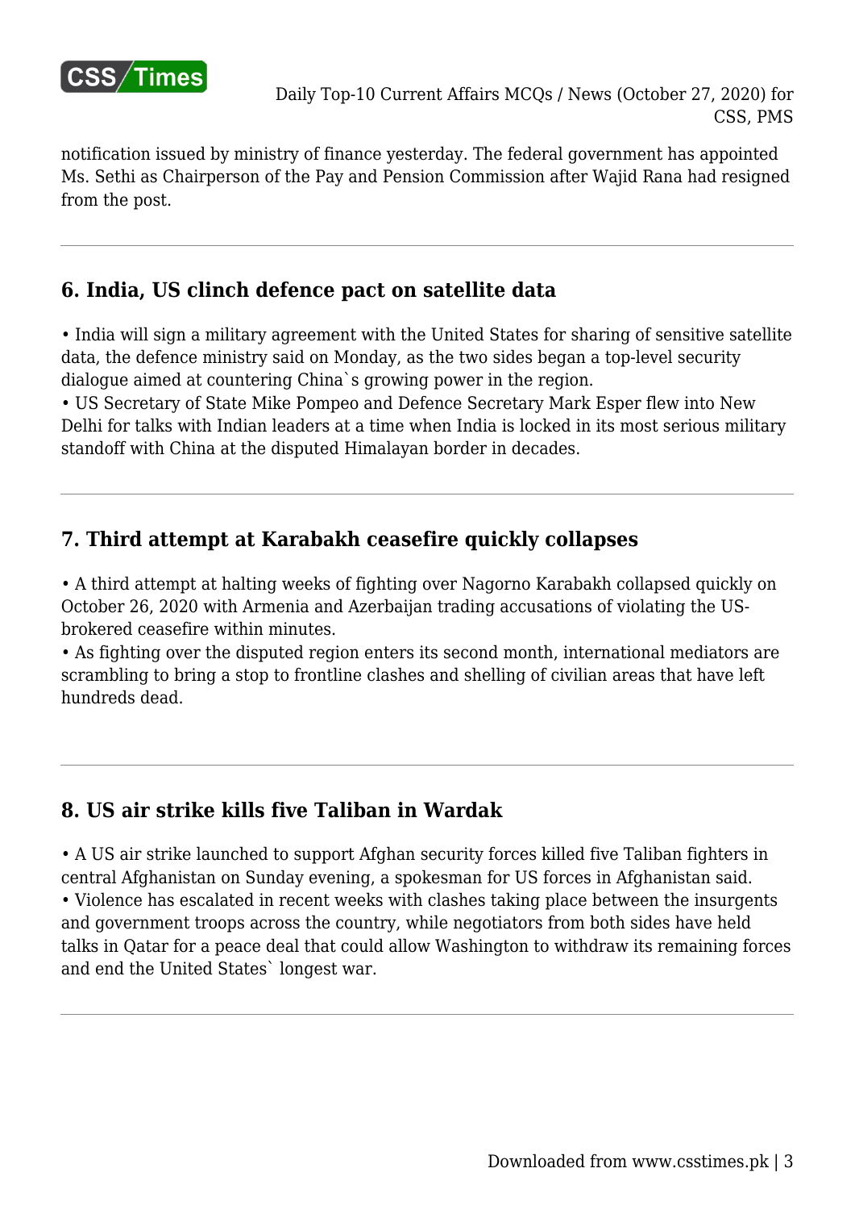notification issued by ministry of finance yesterday. The federal government has appointed Ms. Sethi as Chairperson of the Pay and Pension Commission after Wajid Rana had resigned from the post.

---

## 6. India, US clinch defence pact on satellite data

• India will sign a military agreement with the United States for sharing of sensitive satellite data, the defence ministry said on Monday, as the two sides began a top-level security dialogue aimed at countering China`s growing power in the region.
• US Secretary of State Mike Pompeo and Defence Secretary Mark Esper flew into New Delhi for talks with Indian leaders at a time when India is locked in its most serious military standoff with China at the disputed Himalayan border in decades.

---

## 7. Third attempt at Karabakh ceasefire quickly collapses

• A third attempt at halting weeks of fighting over Nagorno Karabakh collapsed quickly on October 26, 2020 with Armenia and Azerbaijan trading accusations of violating the US-brokered ceasefire within minutes.
• As fighting over the disputed region enters its second month, international mediators are scrambling to bring a stop to frontline clashes and shelling of civilian areas that have left hundreds dead.

---

## 8. US air strike kills five Taliban in Wardak

• A US air strike launched to support Afghan security forces killed five Taliban fighters in central Afghanistan on Sunday evening, a spokesman for US forces in Afghanistan said.
• Violence has escalated in recent weeks with clashes taking place between the insurgents and government troops across the country, while negotiators from both sides have held talks in Qatar for a peace deal that could allow Washington to withdraw its remaining forces and end the United States` longest war.

---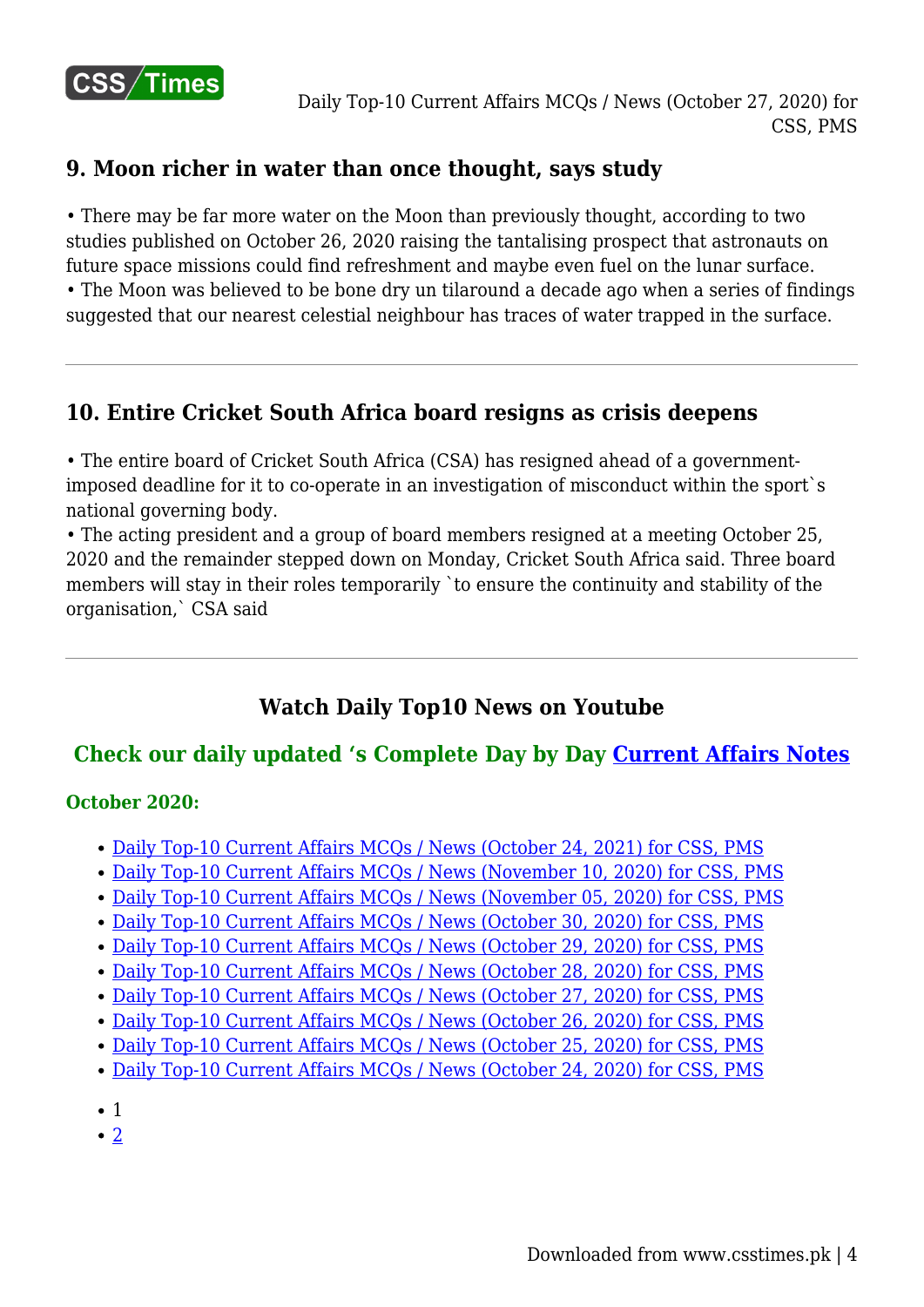## 9. Moon richer in water than once thought, says study

• There may be far more water on the Moon than previously thought, according to two studies published on October 26, 2020 raising the tantalising prospect that astronauts on future space missions could find refreshment and maybe even fuel on the lunar surface.
• The Moon was believed to be bone dry un tilaround a decade ago when a series of findings suggested that our nearest celestial neighbour has traces of water trapped in the surface.

---

## 10. Entire Cricket South Africa board resigns as crisis deepens

• The entire board of Cricket South Africa (CSA) has resigned ahead of a government-imposed deadline for it to co-operate in an investigation of misconduct within the sport`s national governing body.
• The acting president and a group of board members resigned at a meeting October 25, 2020 and the remainder stepped down on Monday, Cricket South Africa said. Three board members will stay in their roles temporarily `to ensure the continuity and stability of the organisation,` CSA said

---

### Watch Daily Top10 News on Youtube

### Check our daily updated ‘s Complete Day by Day Current Affairs Notes

**October 2020:**

- Daily Top-10 Current Affairs MCQs / News (October 24, 2021) for CSS, PMS
- Daily Top-10 Current Affairs MCQs / News (November 10, 2020) for CSS, PMS
- Daily Top-10 Current Affairs MCQs / News (November 05, 2020) for CSS, PMS
- Daily Top-10 Current Affairs MCQs / News (October 30, 2020) for CSS, PMS
- Daily Top-10 Current Affairs MCQs / News (October 29, 2020) for CSS, PMS
- Daily Top-10 Current Affairs MCQs / News (October 28, 2020) for CSS, PMS
- Daily Top-10 Current Affairs MCQs / News (October 27, 2020) for CSS, PMS
- Daily Top-10 Current Affairs MCQs / News (October 26, 2020) for CSS, PMS
- Daily Top-10 Current Affairs MCQs / News (October 25, 2020) for CSS, PMS
- Daily Top-10 Current Affairs MCQs / News (October 24, 2020) for CSS, PMS

- 1
- 2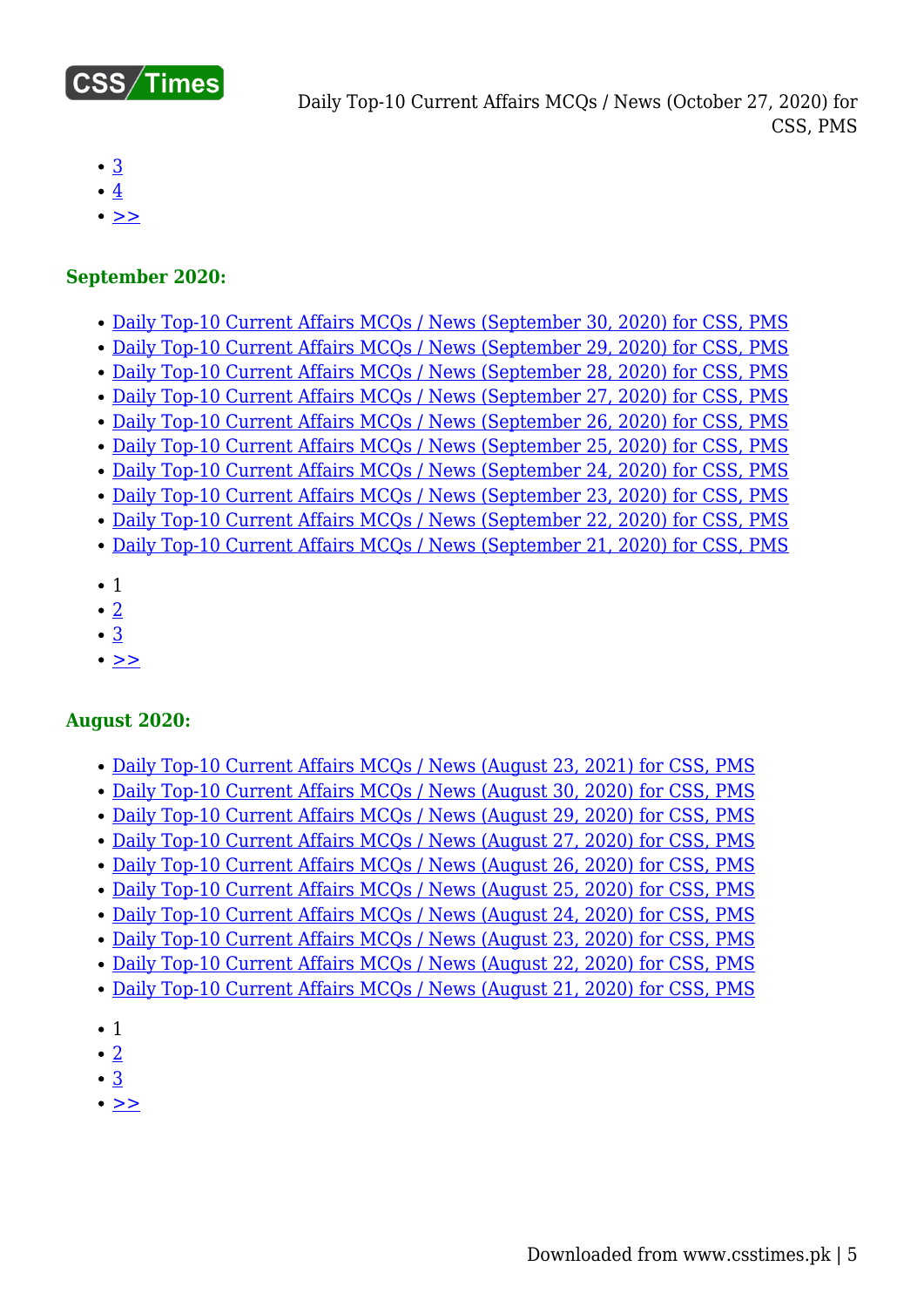- 3
- 4
- >>

### September 2020:

- Daily Top-10 Current Affairs MCQs / News (September 30, 2020) for CSS, PMS
- Daily Top-10 Current Affairs MCQs / News (September 29, 2020) for CSS, PMS
- Daily Top-10 Current Affairs MCQs / News (September 28, 2020) for CSS, PMS
- Daily Top-10 Current Affairs MCQs / News (September 27, 2020) for CSS, PMS
- Daily Top-10 Current Affairs MCQs / News (September 26, 2020) for CSS, PMS
- Daily Top-10 Current Affairs MCQs / News (September 25, 2020) for CSS, PMS
- Daily Top-10 Current Affairs MCQs / News (September 24, 2020) for CSS, PMS
- Daily Top-10 Current Affairs MCQs / News (September 23, 2020) for CSS, PMS
- Daily Top-10 Current Affairs MCQs / News (September 22, 2020) for CSS, PMS
- Daily Top-10 Current Affairs MCQs / News (September 21, 2020) for CSS, PMS

- 1
- 2
- 3
- >>

### August 2020:

- Daily Top-10 Current Affairs MCQs / News (August 23, 2021) for CSS, PMS
- Daily Top-10 Current Affairs MCQs / News (August 30, 2020) for CSS, PMS
- Daily Top-10 Current Affairs MCQs / News (August 29, 2020) for CSS, PMS
- Daily Top-10 Current Affairs MCQs / News (August 27, 2020) for CSS, PMS
- Daily Top-10 Current Affairs MCQs / News (August 26, 2020) for CSS, PMS
- Daily Top-10 Current Affairs MCQs / News (August 25, 2020) for CSS, PMS
- Daily Top-10 Current Affairs MCQs / News (August 24, 2020) for CSS, PMS
- Daily Top-10 Current Affairs MCQs / News (August 23, 2020) for CSS, PMS
- Daily Top-10 Current Affairs MCQs / News (August 22, 2020) for CSS, PMS
- Daily Top-10 Current Affairs MCQs / News (August 21, 2020) for CSS, PMS

- 1
- 2
- 3
- >>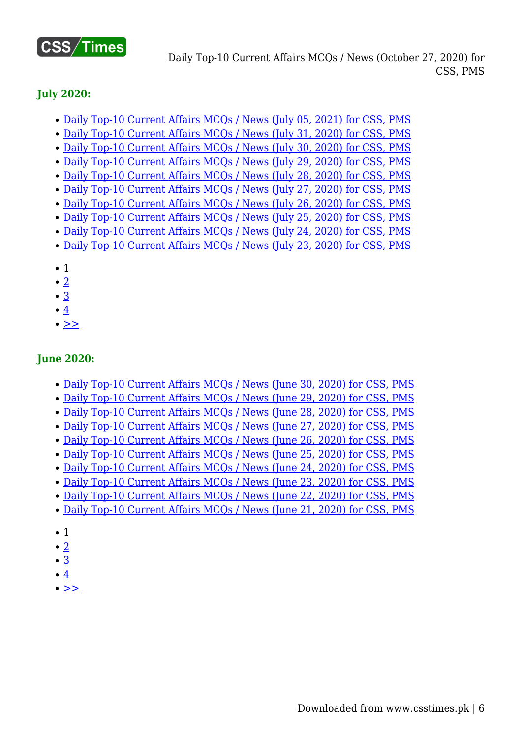## July 2020:

- Daily Top-10 Current Affairs MCQs / News (July 05, 2021) for CSS, PMS
- Daily Top-10 Current Affairs MCQs / News (July 31, 2020) for CSS, PMS
- Daily Top-10 Current Affairs MCQs / News (July 30, 2020) for CSS, PMS
- Daily Top-10 Current Affairs MCQs / News (July 29, 2020) for CSS, PMS
- Daily Top-10 Current Affairs MCQs / News (July 28, 2020) for CSS, PMS
- Daily Top-10 Current Affairs MCQs / News (July 27, 2020) for CSS, PMS
- Daily Top-10 Current Affairs MCQs / News (July 26, 2020) for CSS, PMS
- Daily Top-10 Current Affairs MCQs / News (July 25, 2020) for CSS, PMS
- Daily Top-10 Current Affairs MCQs / News (July 24, 2020) for CSS, PMS
- Daily Top-10 Current Affairs MCQs / News (July 23, 2020) for CSS, PMS

- 1
- 2
- 3
- 4
- >>

## June 2020:

- Daily Top-10 Current Affairs MCQs / News (June 30, 2020) for CSS, PMS
- Daily Top-10 Current Affairs MCQs / News (June 29, 2020) for CSS, PMS
- Daily Top-10 Current Affairs MCQs / News (June 28, 2020) for CSS, PMS
- Daily Top-10 Current Affairs MCQs / News (June 27, 2020) for CSS, PMS
- Daily Top-10 Current Affairs MCQs / News (June 26, 2020) for CSS, PMS
- Daily Top-10 Current Affairs MCQs / News (June 25, 2020) for CSS, PMS
- Daily Top-10 Current Affairs MCQs / News (June 24, 2020) for CSS, PMS
- Daily Top-10 Current Affairs MCQs / News (June 23, 2020) for CSS, PMS
- Daily Top-10 Current Affairs MCQs / News (June 22, 2020) for CSS, PMS
- Daily Top-10 Current Affairs MCQs / News (June 21, 2020) for CSS, PMS

- 1
- 2
- 3
- 4
- >>